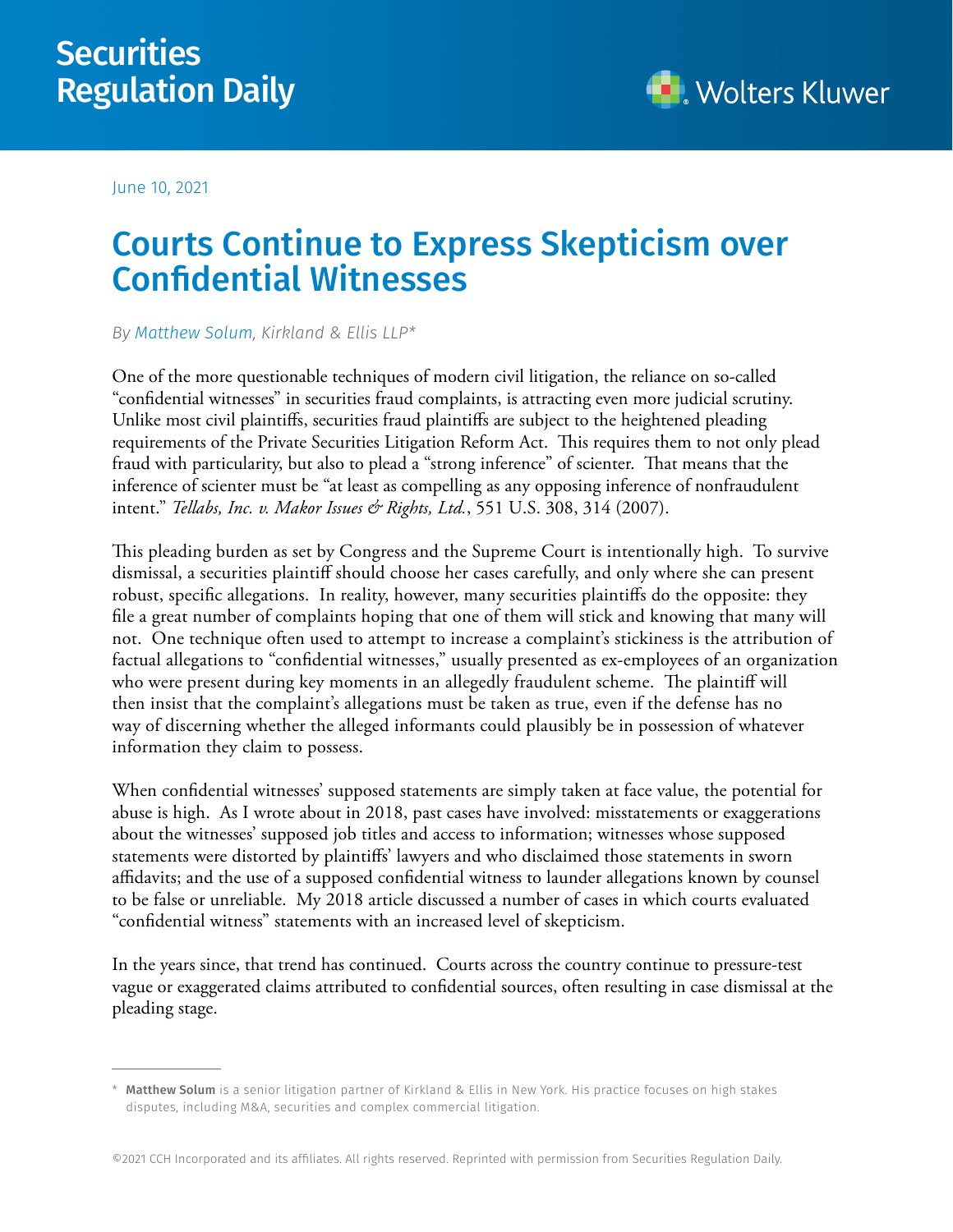Securities Regulation Daily

June 10, 2021

# Courts Continue to Express Skepticism over Confidential Witnesses

*By Matthew Solum, Kirkland & Ellis LLP**

One of the more questionable techniques of modern civil litigation, the reliance on so-called "confidential witnesses" in securities fraud complaints, is attracting even more judicial scrutiny. Unlike most civil plaintiffs, securities fraud plaintiffs are subject to the heightened pleading requirements of the Private Securities Litigation Reform Act. This requires them to not only plead fraud with particularity, but also to plead a "strong inference" of scienter. That means that the inference of scienter must be "at least as compelling as any opposing inference of nonfraudulent intent." *Tellabs, Inc. v. Makor Issues & Rights, Ltd.*, 551 U.S. 308, 314 (2007).

This pleading burden as set by Congress and the Supreme Court is intentionally high. To survive dismissal, a securities plaintiff should choose her cases carefully, and only where she can present robust, specific allegations. In reality, however, many securities plaintiffs do the opposite: they file a great number of complaints hoping that one of them will stick and knowing that many will not. One technique often used to attempt to increase a complaint's stickiness is the attribution of factual allegations to "confidential witnesses," usually presented as ex-employees of an organization who were present during key moments in an allegedly fraudulent scheme. The plaintiff will then insist that the complaint's allegations must be taken as true, even if the defense has no way of discerning whether the alleged informants could plausibly be in possession of whatever information they claim to possess.

When confidential witnesses' supposed statements are simply taken at face value, the potential for abuse is high. As I wrote about in 2018, past cases have involved: misstatements or exaggerations about the witnesses' supposed job titles and access to information; witnesses whose supposed statements were distorted by plaintiffs' lawyers and who disclaimed those statements in sworn affidavits; and the use of a supposed confidential witness to launder allegations known by counsel to be false or unreliable. My 2018 article discussed a number of cases in which courts evaluated "confidential witness" statements with an increased level of skepticism.

In the years since, that trend has continued. Courts across the country continue to pressure-test vague or exaggerated claims attributed to confidential sources, often resulting in case dismissal at the pleading stage.

---

\* **Matthew Solum** is a senior litigation partner of Kirkland & Ellis in New York. His practice focuses on high stakes disputes, including M&A, securities and complex commercial litigation.

©2021 CCH Incorporated and its affiliates. All rights reserved. Reprinted with permission from Securities Regulation Daily.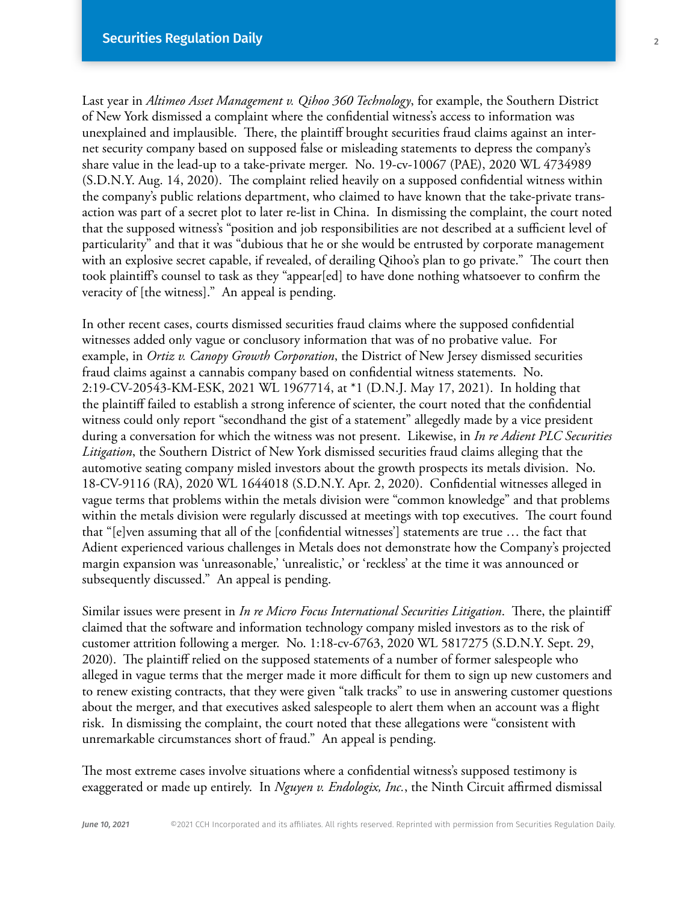Last year in *Altimeo Asset Management v. Qihoo 360 Technology*, for example, the Southern District of New York dismissed a complaint where the confidential witness's access to information was unexplained and implausible. There, the plaintiff brought securities fraud claims against an internet security company based on supposed false or misleading statements to depress the company's share value in the lead-up to a take-private merger. No. 19-cv-10067 (PAE), 2020 WL 4734989 (S.D.N.Y. Aug. 14, 2020). The complaint relied heavily on a supposed confidential witness within the company's public relations department, who claimed to have known that the take-private transaction was part of a secret plot to later re-list in China. In dismissing the complaint, the court noted that the supposed witness's "position and job responsibilities are not described at a sufficient level of particularity" and that it was "dubious that he or she would be entrusted by corporate management with an explosive secret capable, if revealed, of derailing Qihoo's plan to go private." The court then took plaintiff's counsel to task as they "appear[ed] to have done nothing whatsoever to confirm the veracity of [the witness]." An appeal is pending.

In other recent cases, courts dismissed securities fraud claims where the supposed confidential witnesses added only vague or conclusory information that was of no probative value. For example, in *Ortiz v. Canopy Growth Corporation*, the District of New Jersey dismissed securities fraud claims against a cannabis company based on confidential witness statements. No. 2:19-CV-20543-KM-ESK, 2021 WL 1967714, at *1 (D.N.J. May 17, 2021). In holding that the plaintiff failed to establish a strong inference of scienter, the court noted that the confidential witness could only report "secondhand the gist of a statement" allegedly made by a vice president during a conversation for which the witness was not present. Likewise, in *In re Adient PLC Securities Litigation*, the Southern District of New York dismissed securities fraud claims alleging that the automotive seating company misled investors about the growth prospects its metals division. No. 18-CV-9116 (RA), 2020 WL 1644018 (S.D.N.Y. Apr. 2, 2020). Confidential witnesses alleged in vague terms that problems within the metals division were "common knowledge" and that problems within the metals division were regularly discussed at meetings with top executives. The court found that "[e]ven assuming that all of the [confidential witnesses'] statements are true … the fact that Adient experienced various challenges in Metals does not demonstrate how the Company's projected margin expansion was 'unreasonable,' 'unrealistic,' or 'reckless' at the time it was announced or subsequently discussed." An appeal is pending.

Similar issues were present in *In re Micro Focus International Securities Litigation*. There, the plaintiff claimed that the software and information technology company misled investors as to the risk of customer attrition following a merger. No. 1:18-cv-6763, 2020 WL 5817275 (S.D.N.Y. Sept. 29, 2020). The plaintiff relied on the supposed statements of a number of former salespeople who alleged in vague terms that the merger made it more difficult for them to sign up new customers and to renew existing contracts, that they were given "talk tracks" to use in answering customer questions about the merger, and that executives asked salespeople to alert them when an account was a flight risk. In dismissing the complaint, the court noted that these allegations were "consistent with unremarkable circumstances short of fraud." An appeal is pending.

The most extreme cases involve situations where a confidential witness's supposed testimony is exaggerated or made up entirely. In *Nguyen v. Endologix, Inc.*, the Ninth Circuit affirmed dismissal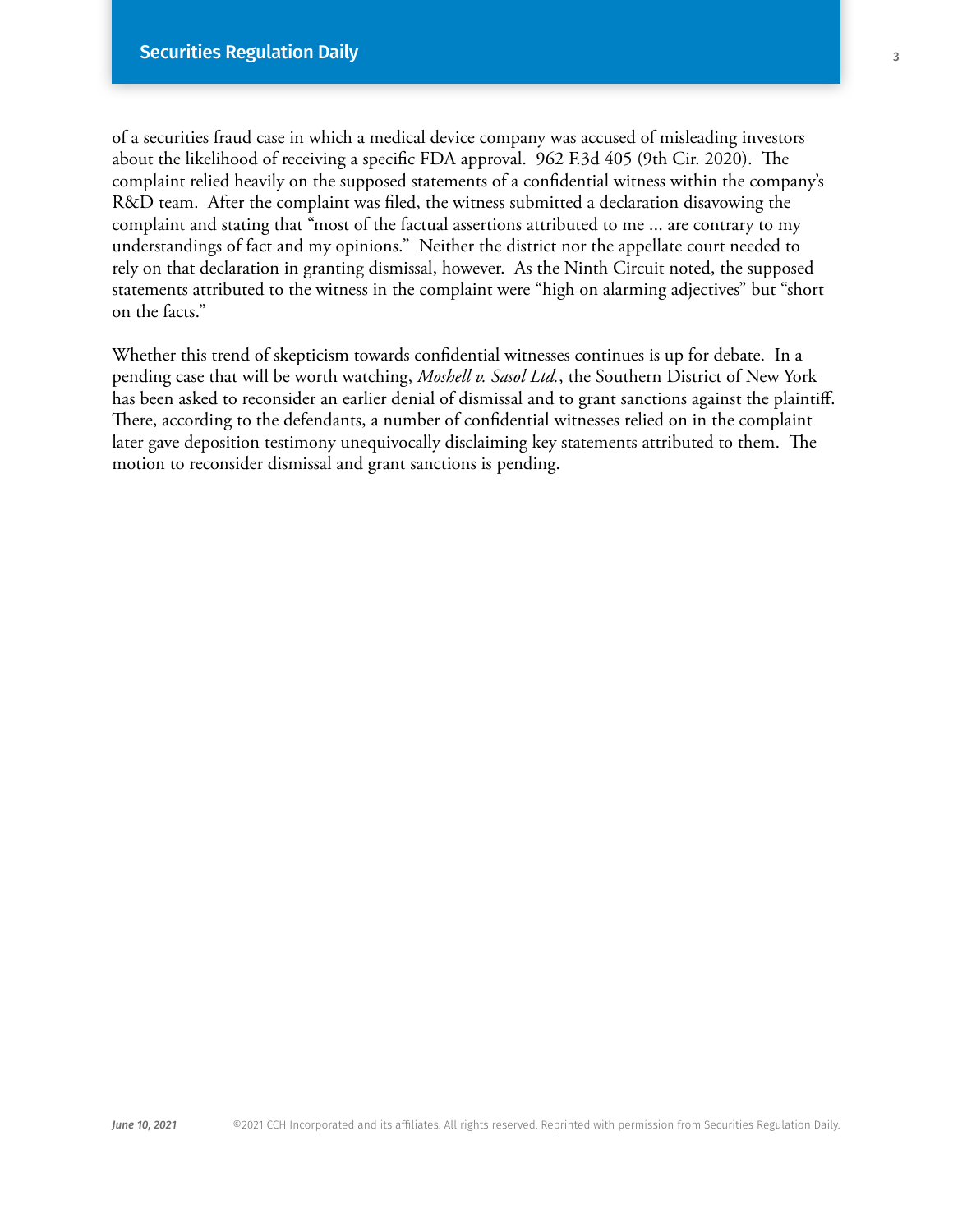of a securities fraud case in which a medical device company was accused of misleading investors about the likelihood of receiving a specific FDA approval. 962 F.3d 405 (9th Cir. 2020). The complaint relied heavily on the supposed statements of a confidential witness within the company's R&D team. After the complaint was filed, the witness submitted a declaration disavowing the complaint and stating that "most of the factual assertions attributed to me ... are contrary to my understandings of fact and my opinions." Neither the district nor the appellate court needed to rely on that declaration in granting dismissal, however. As the Ninth Circuit noted, the supposed statements attributed to the witness in the complaint were "high on alarming adjectives" but "short on the facts."

Whether this trend of skepticism towards confidential witnesses continues is up for debate. In a pending case that will be worth watching, *Moshell v. Sasol Ltd.*, the Southern District of New York has been asked to reconsider an earlier denial of dismissal and to grant sanctions against the plaintiff. There, according to the defendants, a number of confidential witnesses relied on in the complaint later gave deposition testimony unequivocally disclaiming key statements attributed to them. The motion to reconsider dismissal and grant sanctions is pending.